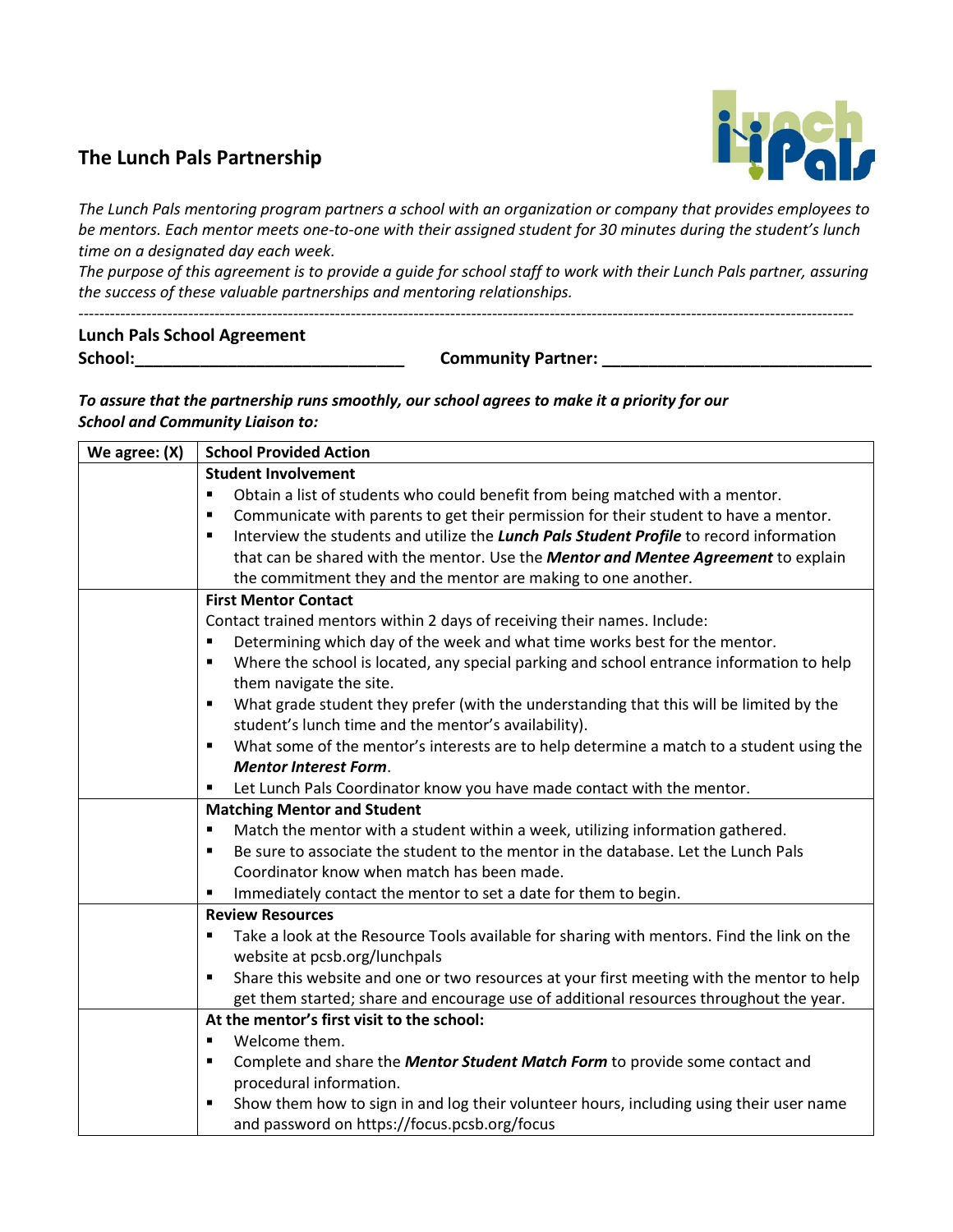# The Lunch Pals Partnership

*The Lunch Pals mentoring program partners a school with an organization or company that provides employees to be mentors. Each mentor meets one-to-one with their assigned student for 30 minutes during the student's lunch time on a designated day each week.*
*The purpose of this agreement is to provide a guide for school staff to work with their Lunch Pals partner, assuring the success of these valuable partnerships and mentoring relationships.*

---

**Lunch Pals School Agreement**
**School:_____________________________** **Community Partner: _____________________________**

***To assure that the partnership runs smoothly, our school agrees to make it a priority for our School and Community Liaison to:***

| We agree: (X) | School Provided Action |
|---|---|
| | **Student Involvement**<br>▪ Obtain a list of students who could benefit from being matched with a mentor.<br>▪ Communicate with parents to get their permission for their student to have a mentor.<br>▪ Interview the students and utilize the ***Lunch Pals Student Profile*** to record information that can be shared with the mentor. Use the ***Mentor and Mentee Agreement*** to explain the commitment they and the mentor are making to one another. |
| | **First Mentor Contact**<br>Contact trained mentors within 2 days of receiving their names. Include:<br>▪ Determining which day of the week and what time works best for the mentor.<br>▪ Where the school is located, any special parking and school entrance information to help them navigate the site.<br>▪ What grade student they prefer (with the understanding that this will be limited by the student's lunch time and the mentor's availability).<br>▪ What some of the mentor's interests are to help determine a match to a student using the ***Mentor Interest Form***.<br>▪ Let Lunch Pals Coordinator know you have made contact with the mentor. |
| | **Matching Mentor and Student**<br>▪ Match the mentor with a student within a week, utilizing information gathered.<br>▪ Be sure to associate the student to the mentor in the database. Let the Lunch Pals Coordinator know when match has been made.<br>▪ Immediately contact the mentor to set a date for them to begin. |
| | **Review Resources**<br>▪ Take a look at the Resource Tools available for sharing with mentors. Find the link on the website at pcsb.org/lunchpals<br>▪ Share this website and one or two resources at your first meeting with the mentor to help get them started; share and encourage use of additional resources throughout the year. |
| | **At the mentor's first visit to the school:**<br>▪ Welcome them.<br>▪ Complete and share the ***Mentor Student Match Form*** to provide some contact and procedural information.<br>▪ Show them how to sign in and log their volunteer hours, including using their user name and password on https://focus.pcsb.org/focus |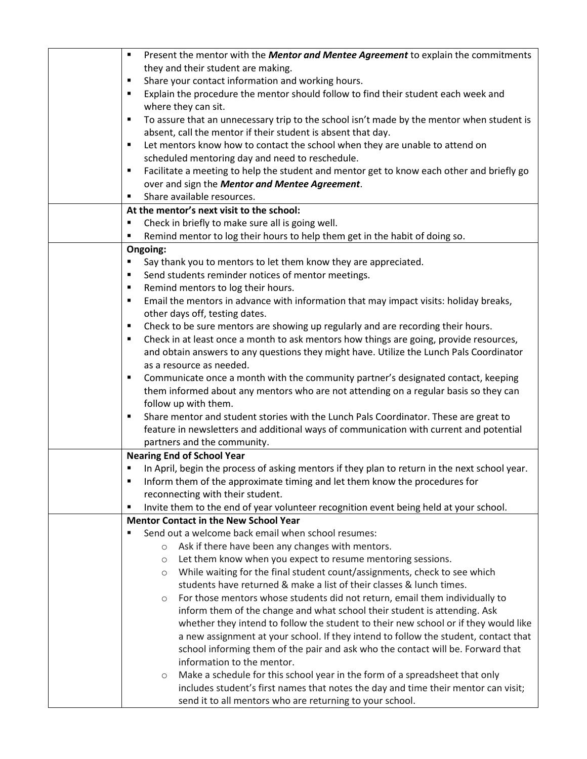| | |
|---|---|
| | ▪ Present the mentor with the ***Mentor and Mentee Agreement*** to explain the commitments they and their student are making.<br>▪ Share your contact information and working hours.<br>▪ Explain the procedure the mentor should follow to find their student each week and where they can sit.<br>▪ To assure that an unnecessary trip to the school isn't made by the mentor when student is absent, call the mentor if their student is absent that day.<br>▪ Let mentors know how to contact the school when they are unable to attend on scheduled mentoring day and need to reschedule.<br>▪ Facilitate a meeting to help the student and mentor get to know each other and briefly go over and sign the ***Mentor and Mentee Agreement***.<br>▪ Share available resources. |
| | **At the mentor's next visit to the school:**<br>▪ Check in briefly to make sure all is going well.<br>▪ Remind mentor to log their hours to help them get in the habit of doing so. |
| | **Ongoing:**<br>▪ Say thank you to mentors to let them know they are appreciated.<br>▪ Send students reminder notices of mentor meetings.<br>▪ Remind mentors to log their hours.<br>▪ Email the mentors in advance with information that may impact visits: holiday breaks, other days off, testing dates.<br>▪ Check to be sure mentors are showing up regularly and are recording their hours.<br>▪ Check in at least once a month to ask mentors how things are going, provide resources, and obtain answers to any questions they might have. Utilize the Lunch Pals Coordinator as a resource as needed.<br>▪ Communicate once a month with the community partner's designated contact, keeping them informed about any mentors who are not attending on a regular basis so they can follow up with them.<br>▪ Share mentor and student stories with the Lunch Pals Coordinator. These are great to feature in newsletters and additional ways of communication with current and potential partners and the community. |
| | **Nearing End of School Year**<br>▪ In April, begin the process of asking mentors if they plan to return in the next school year.<br>▪ Inform them of the approximate timing and let them know the procedures for reconnecting with their student.<br>▪ Invite them to the end of year volunteer recognition event being held at your school. |
| | **Mentor Contact in the New School Year**<br>▪ Send out a welcome back email when school resumes:<br>&nbsp;&nbsp;&nbsp;&nbsp;○ Ask if there have been any changes with mentors.<br>&nbsp;&nbsp;&nbsp;&nbsp;○ Let them know when you expect to resume mentoring sessions.<br>&nbsp;&nbsp;&nbsp;&nbsp;○ While waiting for the final student count/assignments, check to see which students have returned & make a list of their classes & lunch times.<br>&nbsp;&nbsp;&nbsp;&nbsp;○ For those mentors whose students did not return, email them individually to inform them of the change and what school their student is attending. Ask whether they intend to follow the student to their new school or if they would like a new assignment at your school. If they intend to follow the student, contact that school informing them of the pair and ask who the contact will be. Forward that information to the mentor.<br>&nbsp;&nbsp;&nbsp;&nbsp;○ Make a schedule for this school year in the form of a spreadsheet that only includes student's first names that notes the day and time their mentor can visit; send it to all mentors who are returning to your school. |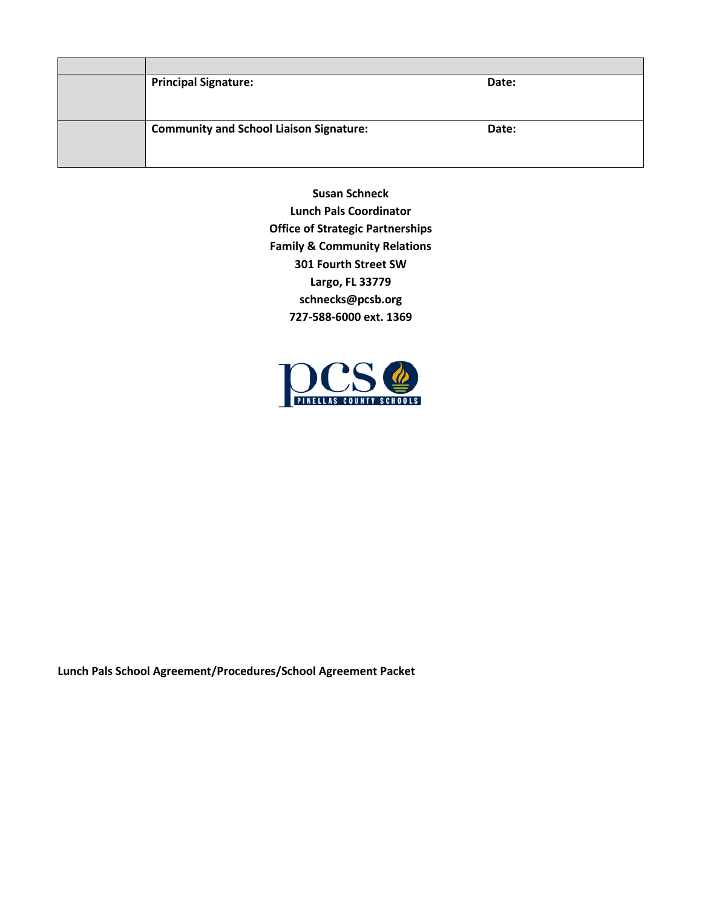| | | |
|---|---|---|
| | **Principal Signature:** | **Date:** |
| | **Community and School Liaison Signature:** | **Date:** |

**Susan Schneck**
**Lunch Pals Coordinator**
**Office of Strategic Partnerships**
**Family & Community Relations**
**301 Fourth Street SW**
**Largo, FL 33779**
**schnecks@pcsb.org**
**727-588-6000 ext. 1369**

pcs PINELLAS COUNTY SCHOOLS

**Lunch Pals School Agreement/Procedures/School Agreement Packet**